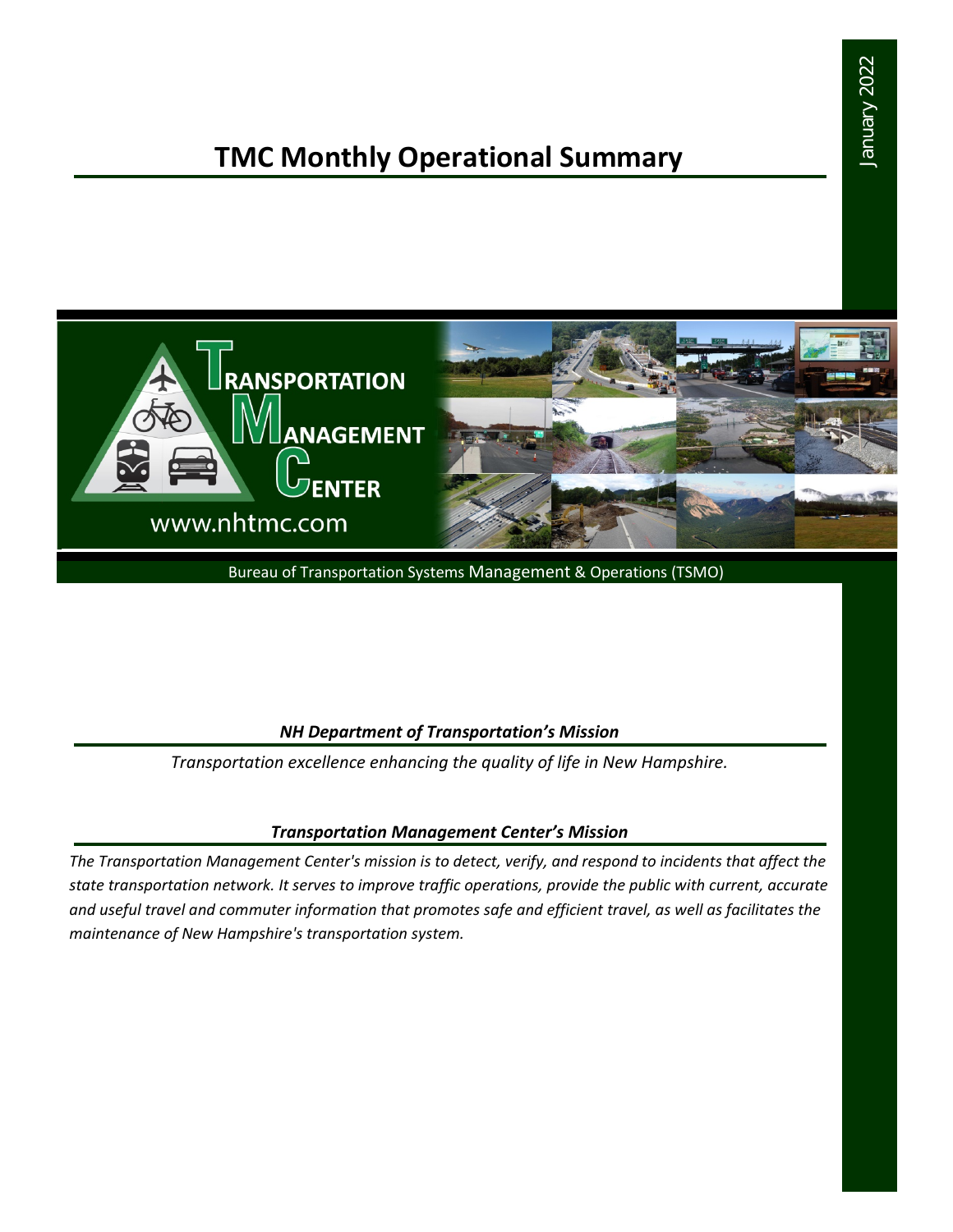January 2022

# TMC Monthly Operational Summary

TRANSPORTATION MANAGEMENT CENTER

www.nhtmc.com

Bureau of Transportation Systems Management & Operations (TSMO)

### *NH Department of Transportation's Mission*

*Transportation excellence enhancing the quality of life in New Hampshire.*

### *Transportation Management Center's Mission*

*The Transportation Management Center's mission is to detect, verify, and respond to incidents that affect the state transportation network. It serves to improve traffic operations, provide the public with current, accurate and useful travel and commuter information that promotes safe and efficient travel, as well as facilitates the maintenance of New Hampshire's transportation system.*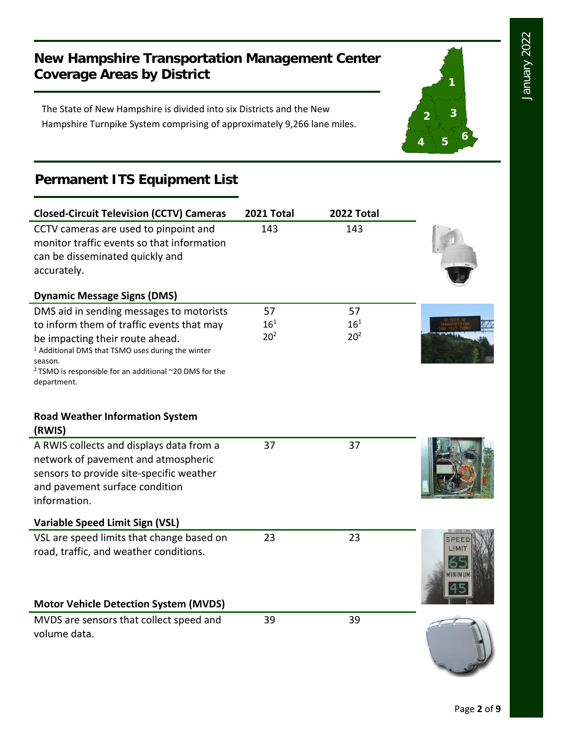# New Hampshire Transportation Management Center Coverage Areas by District

The State of New Hampshire is divided into six Districts and the New Hampshire Turnpike System comprising of approximately 9,266 lane miles.

## Permanent ITS Equipment List

| Closed-Circuit Television (CCTV) Cameras | 2021 Total | 2022 Total |
|---|---|---|
| CCTV cameras are used to pinpoint and monitor traffic events so that information can be disseminated quickly and accurately. | 143 | 143 |
| **Dynamic Message Signs (DMS)** | | |
| DMS aid in sending messages to motorists to inform them of traffic events that may be impacting their route ahead. | 57<br>16[1]<br>20[2] | 57<br>16[1]<br>20[2] |
| **Road Weather Information System (RWIS)** | | |
| A RWIS collects and displays data from a network of pavement and atmospheric sensors to provide site-specific weather and pavement surface condition information. | 37 | 37 |
| **Variable Speed Limit Sign (VSL)** | | |
| VSL are speed limits that change based on road, traffic, and weather conditions. | 23 | 23 |
| **Motor Vehicle Detection System (MVDS)** | | |
| MVDS are sensors that collect speed and volume data. | 39 | 39 |

[1] Additional DMS that TSMO uses during the winter season.

[2] TSMO is responsible for an additional ~20 DMS for the department.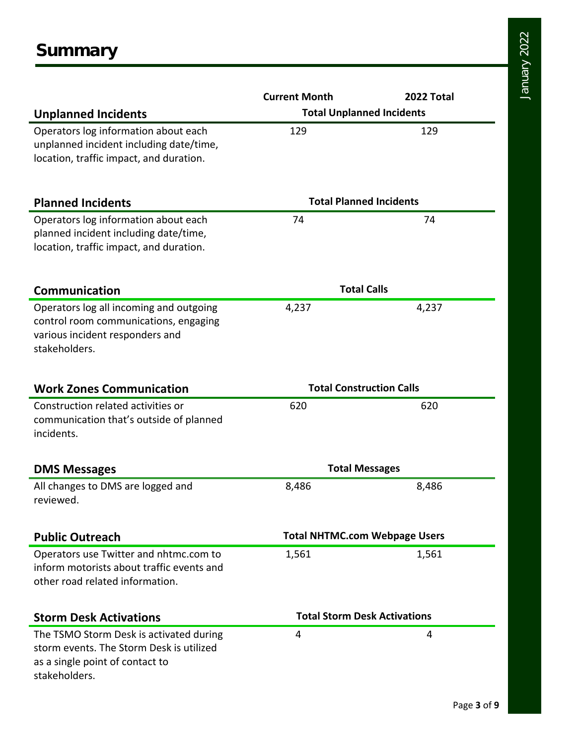# Summary

| | Current Month | 2022 Total |
|---|---|---|
| **Unplanned Incidents** | **Total Unplanned Incidents** | |
| Operators log information about each unplanned incident including date/time, location, traffic impact, and duration. | 129 | 129 |
| **Planned Incidents** | **Total Planned Incidents** | |
| Operators log information about each planned incident including date/time, location, traffic impact, and duration. | 74 | 74 |
| **Communication** | **Total Calls** | |
| Operators log all incoming and outgoing control room communications, engaging various incident responders and stakeholders. | 4,237 | 4,237 |
| **Work Zones Communication** | **Total Construction Calls** | |
| Construction related activities or communication that's outside of planned incidents. | 620 | 620 |
| **DMS Messages** | **Total Messages** | |
| All changes to DMS are logged and reviewed. | 8,486 | 8,486 |
| **Public Outreach** | **Total NHTMC.com Webpage Users** | |
| Operators use Twitter and nhtmc.com to inform motorists about traffic events and other road related information. | 1,561 | 1,561 |
| **Storm Desk Activations** | **Total Storm Desk Activations** | |
| The TSMO Storm Desk is activated during storm events. The Storm Desk is utilized as a single point of contact to stakeholders. | 4 | 4 |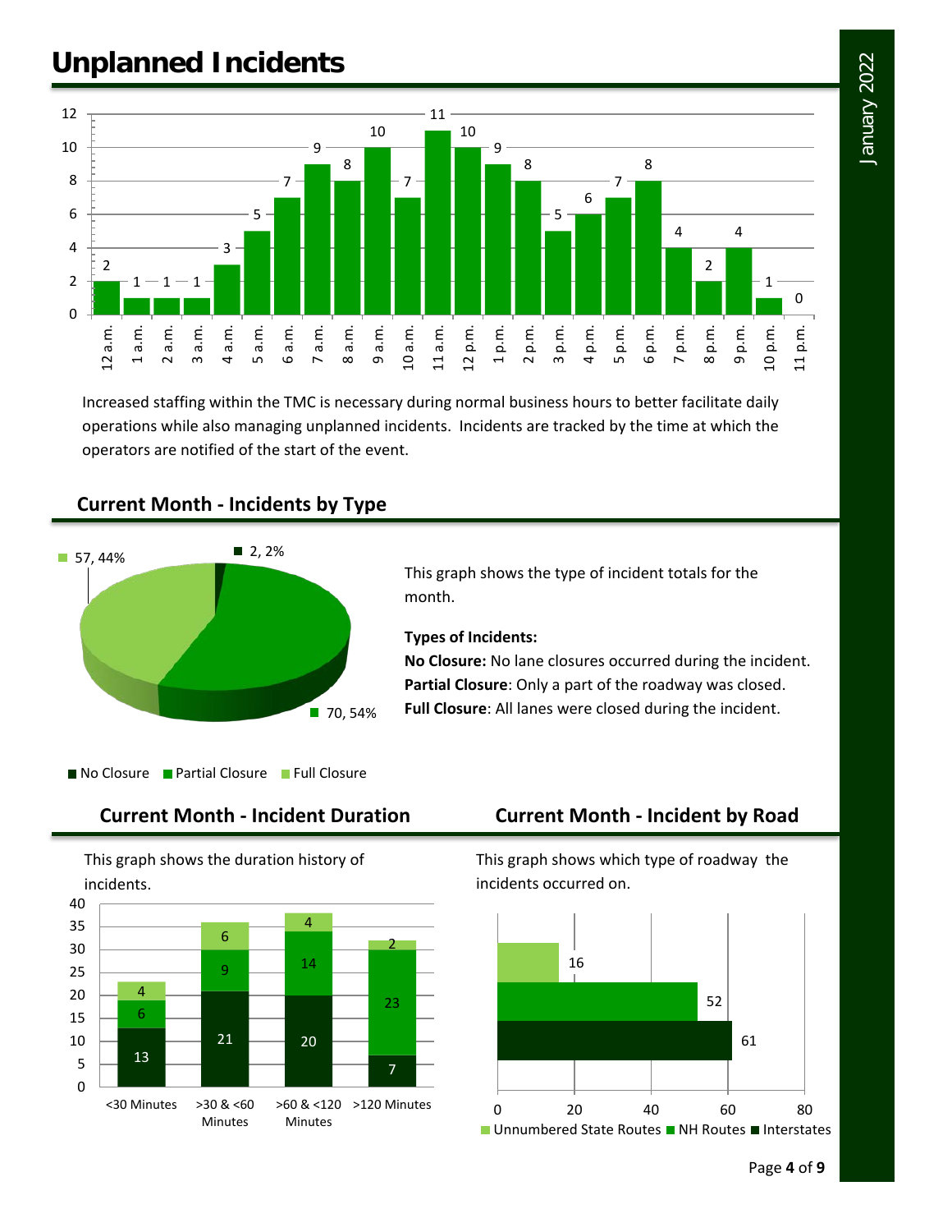# Unplanned Incidents

| Hour | Incidents |
|---|---|
| 12 a.m. | 2 |
| 1 a.m. | 1 |
| 2 a.m. | 1 |
| 3 a.m. | 1 |
| 4 a.m. | 3 |
| 5 a.m. | 5 |
| 6 a.m. | 7 |
| 7 a.m. | 9 |
| 8 a.m. | 8 |
| 9 a.m. | 10 |
| 10 a.m. | 7 |
| 11 a.m. | 11 |
| 12 p.m. | 10 |
| 1 p.m. | 9 |
| 2 p.m. | 8 |
| 3 p.m. | 5 |
| 4 p.m. | 6 |
| 5 p.m. | 7 |
| 6 p.m. | 8 |
| 7 p.m. | 4 |
| 8 p.m. | 2 |
| 9 p.m. | 4 |
| 10 p.m. | 1 |
| 11 p.m. | 0 |

Increased staffing within the TMC is necessary during normal business hours to better facilitate daily operations while also managing unplanned incidents. Incidents are tracked by the time at which the operators are notified of the start of the event.

## Current Month - Incidents by Type

| Type | Count | Percent |
|---|---|---|
| No Closure | 2 | 2% |
| Partial Closure | 70 | 54% |
| Full Closure | 57 | 44% |

This graph shows the type of incident totals for the month.

**Types of Incidents:**

**No Closure:** No lane closures occurred during the incident.

**Partial Closure**: Only a part of the roadway was closed.

**Full Closure**: All lanes were closed during the incident.

## Current Month - Incident Duration

This graph shows the duration history of incidents.

| Duration | No Closure | Partial Closure | Full Closure |
|---|---|---|---|
| <30 Minutes | 13 | 6 | 4 |
| >30 & <60 Minutes | 21 | 9 | 6 |
| >60 & <120 Minutes | 20 | 14 | 4 |
| >120 Minutes | 7 | 23 | 2 |

## Current Month - Incident by Road

This graph shows which type of roadway the incidents occurred on.

| Road Type | Incidents |
|---|---|
| Unnumbered State Routes | 16 |
| NH Routes | 52 |
| Interstates | 61 |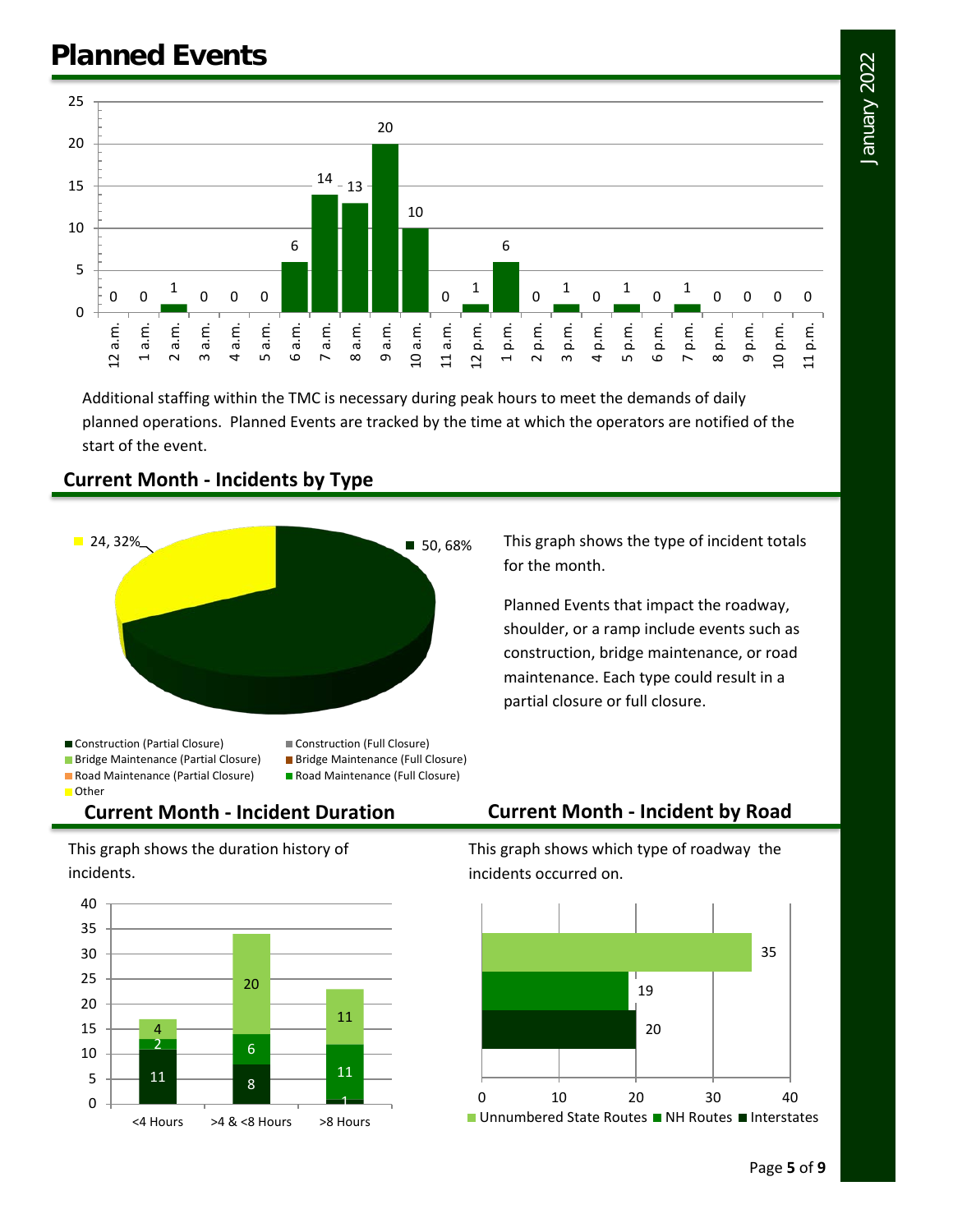# Planned Events

| Hour | Count |
|---|---|
| 12 a.m. | 0 |
| 1 a.m. | 0 |
| 2 a.m. | 1 |
| 3 a.m. | 0 |
| 4 a.m. | 0 |
| 5 a.m. | 0 |
| 6 a.m. | 6 |
| 7 a.m. | 14 |
| 8 a.m. | 13 |
| 9 a.m. | 20 |
| 10 a.m. | 10 |
| 11 a.m. | 0 |
| 12 p.m. | 1 |
| 1 p.m. | 6 |
| 2 p.m. | 0 |
| 3 p.m. | 1 |
| 4 p.m. | 0 |
| 5 p.m. | 1 |
| 6 p.m. | 0 |
| 7 p.m. | 1 |
| 8 p.m. | 0 |
| 9 p.m. | 0 |
| 10 p.m. | 0 |
| 11 p.m. | 0 |

Additional staffing within the TMC is necessary during peak hours to meet the demands of daily planned operations. Planned Events are tracked by the time at which the operators are notified of the start of the event.

## Current Month - Incidents by Type

| Type | Count, Percent |
|---|---|
| Construction (Partial Closure) | 50, 68% |
| Other | 24, 32% |

Legend: Construction (Partial Closure), Construction (Full Closure), Bridge Maintenance (Partial Closure), Bridge Maintenance (Full Closure), Road Maintenance (Partial Closure), Road Maintenance (Full Closure), Other

This graph shows the type of incident totals for the month.

Planned Events that impact the roadway, shoulder, or a ramp include events such as construction, bridge maintenance, or road maintenance. Each type could result in a partial closure or full closure.

## Current Month - Incident Duration

This graph shows the duration history of incidents.

| Duration | Interstates | NH Routes | Unnumbered State Routes |
|---|---|---|---|
| <4 Hours | 11 | 2 | 4 |
| >4 & <8 Hours | 8 | 6 | 20 |
| >8 Hours | 1 | 11 | 11 |

## Current Month - Incident by Road

This graph shows which type of roadway the incidents occurred on.

| Road Type | Count |
|---|---|
| Unnumbered State Routes | 35 |
| NH Routes | 19 |
| Interstates | 20 |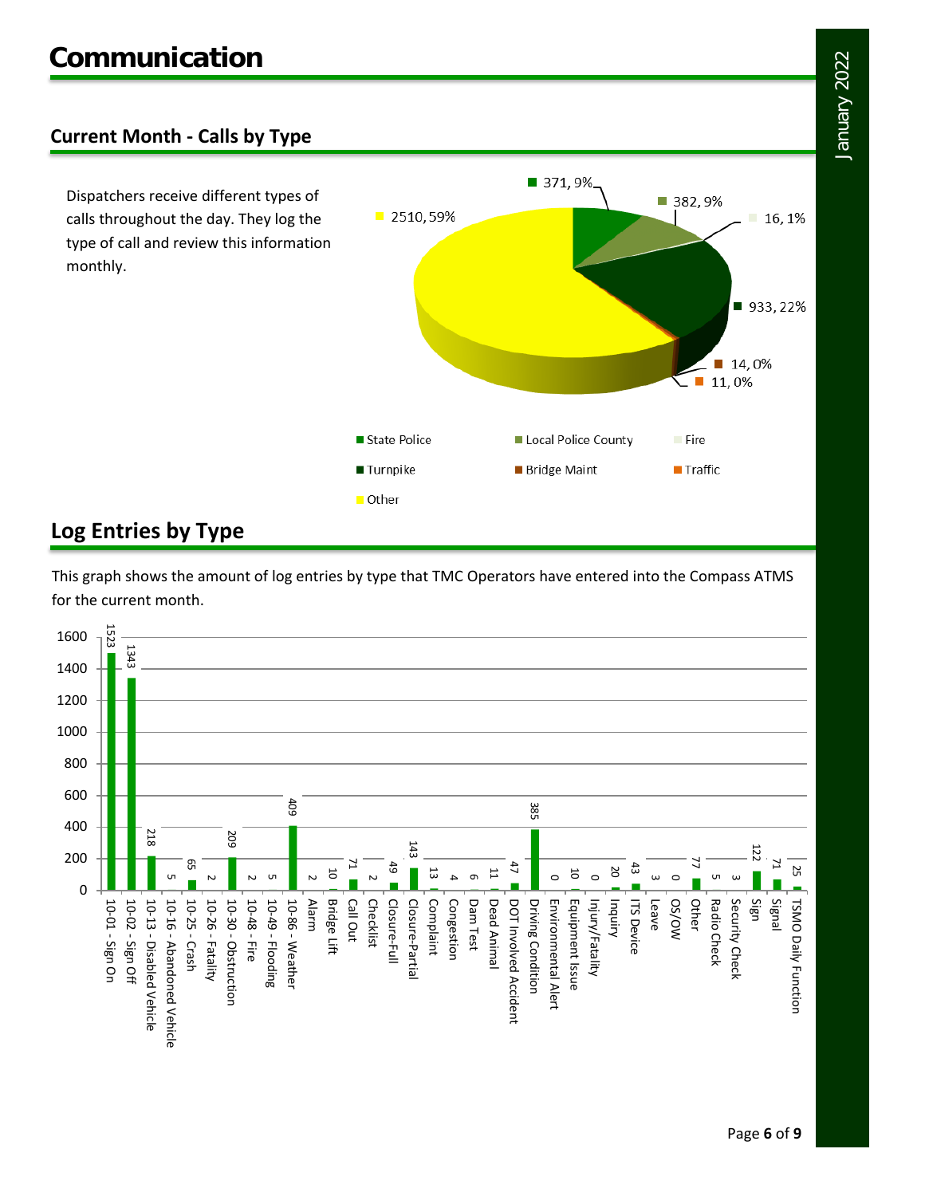# Communication

## Current Month - Calls by Type

Dispatchers receive different types of calls throughout the day. They log the type of call and review this information monthly.

| Type | Calls | Percent |
|---|---|---|
| State Police | 371 | 9% |
| Local Police County | 382 | 9% |
| Fire | 16 | 1% |
| Turnpike | 933 | 22% |
| Bridge Maint | 14 | 0% |
| Traffic | 11 | 0% |
| Other | 2510 | 59% |

## Log Entries by Type

This graph shows the amount of log entries by type that TMC Operators have entered into the Compass ATMS for the current month.

| Type | Entries |
|---|---|
| 10-01 - Sign On | 1523 |
| 10-02 - Sign Off | 1343 |
| 10-13 - Disabled Vehicle | 218 |
| 10-16 - Abandoned Vehicle | 5 |
| 10-25 - Crash | 65 |
| 10-26 - Fatality | 2 |
| 10-30 - Obstruction | 209 |
| 10-48 - Fire | 2 |
| 10-49 - Flooding | 5 |
| 10-86 - Weather | 409 |
| Alarm | 2 |
| Bridge Lift | 10 |
| Call Out | 71 |
| Checklist | 2 |
| Closure-Full | 49 |
| Closure-Partial | 143 |
| Complaint | 13 |
| Congestion | 4 |
| Dam Test | 6 |
| Dead Animal | 11 |
| DOT Involved Accident | 47 |
| Driving Condition | 385 |
| Environmental Alert | 0 |
| Equipment Issue | 10 |
| Injury/Fatality | 0 |
| Inquiry | 20 |
| ITS Device | 43 |
| Leave | 3 |
| OS/OW | 0 |
| Other | 77 |
| Radio Check | 5 |
| Security Check | 3 |
| Sign | 122 |
| Signal | 71 |
| TSMO Daily Function | 25 |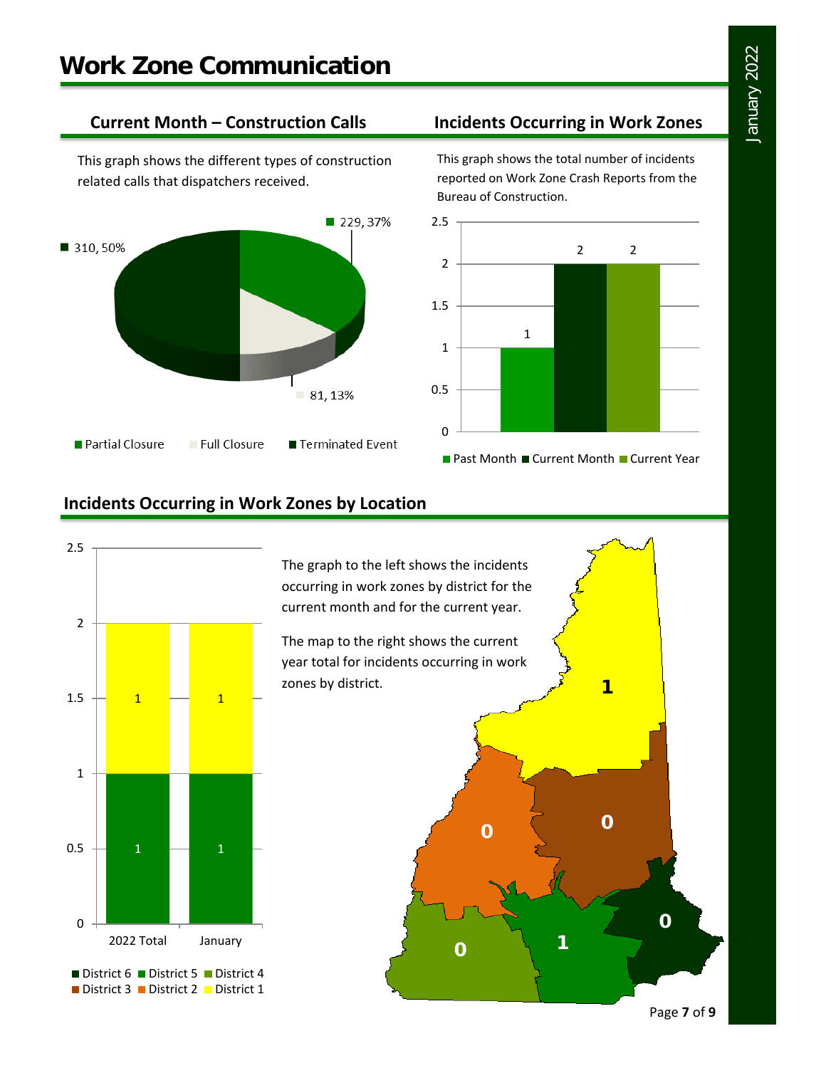# Work Zone Communication

## Current Month – Construction Calls

This graph shows the different types of construction related calls that dispatchers received.

| Type | Calls | Percent |
|---|---|---|
| Partial Closure | 229 | 37% |
| Full Closure | 81 | 13% |
| Terminated Event | 310 | 50% |

## Incidents Occurring in Work Zones

This graph shows the total number of incidents reported on Work Zone Crash Reports from the Bureau of Construction.

| Past Month | Current Month | Current Year |
|---|---|---|
| 1 | 2 | 2 |

## Incidents Occurring in Work Zones by Location

The graph to the left shows the incidents occurring in work zones by district for the current month and for the current year.

The map to the right shows the current year total for incidents occurring in work zones by district.

| District | 2022 Total | January |
|---|---|---|
| District 1 | 1 | 1 |
| District 5 | 1 | 1 |

| District | Current Year Total (Map) |
|---|---|
| District 1 | 1 |
| District 2 | 0 |
| District 3 | 0 |
| District 4 | 0 |
| District 5 | 1 |
| District 6 | 0 |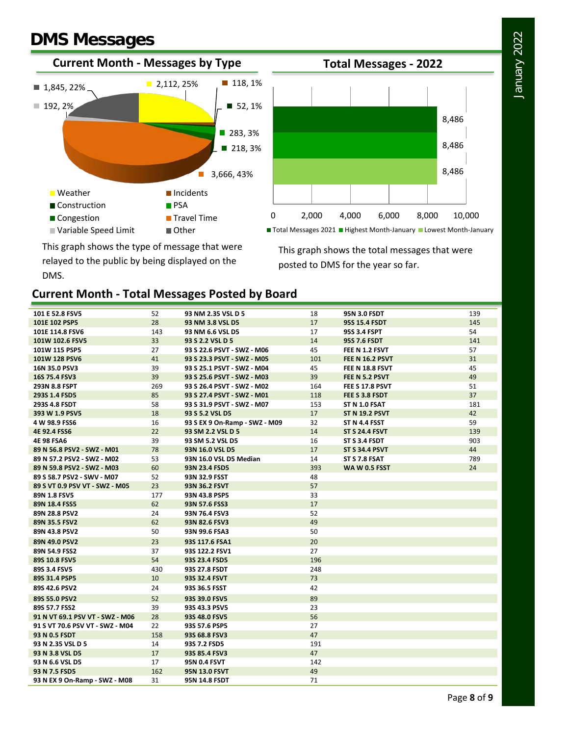# DMS Messages

## Current Month - Messages by Type

| Type | Messages | Percent |
|---|---|---|
| Weather | 2,112 | 25% |
| Incidents | 118 | 1% |
| Construction | 52 | 1% |
| PSA | 283 | 3% |
| Congestion | 218 | 3% |
| Travel Time | 3,666 | 43% |
| Variable Speed Limit | 192 | 2% |
| Other | 1,845 | 22% |

This graph shows the type of message that were relayed to the public by being displayed on the DMS.

## Total Messages - 2022

| Series | Messages |
|---|---|
| Total Messages 2021 | 8,486 |
| Highest Month-January | 8,486 |
| Lowest Month-January | 8,486 |

This graph shows the total messages that were posted to DMS for the year so far.

## Current Month - Total Messages Posted by Board

| Board | Messages | Board | Messages | Board | Messages |
|---|---|---|---|---|---|
| 101 E 52.8 FSV5 | 52 | 93 NM 2.35 VSL D 5 | 18 | 95N 3.0 FSDT | 139 |
| 101E 102 PSP5 | 28 | 93 NM 3.8 VSL D5 | 17 | 95S 15.4 FSDT | 145 |
| 101E 114.8 FSV6 | 143 | 93 NM 6.6 VSL D5 | 17 | 95S 3.4 FSPT | 54 |
| 101W 102.6 FSV5 | 33 | 93 S 2.2 VSL D 5 | 14 | 95S 7.6 FSDT | 141 |
| 101W 115 PSP5 | 27 | 93 S 22.6 PSVT - SWZ - M06 | 45 | FEE N 1.2 FSVT | 57 |
| 101W 128 PSV6 | 41 | 93 S 23.3 PSVT - SWZ - M05 | 101 | FEE N 16.2 PSVT | 31 |
| 16N 35.0 PSV3 | 39 | 93 S 25.1 PSVT - SWZ - M04 | 45 | FEE N 18.8 FSVT | 45 |
| 16S 75.4 FSV3 | 39 | 93 S 25.6 PSVT - SWZ - M03 | 39 | FEE N 5.2 PSVT | 49 |
| 293N 8.8 FSPT | 269 | 93 S 26.4 PSVT - SWZ - M02 | 164 | FEE S 17.8 PSVT | 51 |
| 293S 1.4 FSD5 | 85 | 93 S 27.4 PSVT - SWZ - M01 | 118 | FEE S 3.8 FSDT | 37 |
| 293S 4.8 FSDT | 58 | 93 S 31.9 PSVT - SWZ - M07 | 153 | ST N 1.0 FSAT | 181 |
| 393 W 1.9 PSV5 | 18 | 93 S 5.2 VSL D5 | 17 | ST N 19.2 PSVT | 42 |
| 4 W 98.9 FSS6 | 16 | 93 S EX 9 On-Ramp - SWZ - M09 | 32 | ST N 4.4 FSST | 59 |
| 4E 92.4 FSS6 | 22 | 93 SM 2.2 VSL D 5 | 14 | ST S 24.4 FSVT | 139 |
| 4E 98 FSA6 | 39 | 93 SM 5.2 VSL D5 | 16 | ST S 3.4 FSDT | 903 |
| 89 N 56.8 PSV2 - SWZ - M01 | 78 | 93N 16.0 VSL D5 | 17 | ST S 34.4 PSVT | 44 |
| 89 N 57.2 PSV2 - SWZ - M02 | 53 | 93N 16.0 VSL D5 Median | 14 | ST S 7.8 FSAT | 789 |
| 89 N 59.8 PSV2 - SWZ - M03 | 60 | 93N 23.4 FSD5 | 393 | WA W 0.5 FSST | 24 |
| 89 S 58.7 PSV2 - SWV - M07 | 52 | 93N 32.9 FSST | 48 | | |
| 89 S VT 0.9 PSV VT - SWZ - M05 | 23 | 93N 36.2 FSVT | 57 | | |
| 89N 1.8 FSV5 | 177 | 93N 43.8 PSP5 | 33 | | |
| 89N 18.4 FSS5 | 62 | 93N 57.6 FSS3 | 17 | | |
| 89N 28.8 PSV2 | 24 | 93N 76.4 FSV3 | 52 | | |
| 89N 35.5 FSV2 | 62 | 93N 82.6 FSV3 | 49 | | |
| 89N 43.8 PSV2 | 50 | 93N 99.6 FSA3 | 50 | | |
| 89N 49.0 PSV2 | 23 | 93S 117.6 FSA1 | 20 | | |
| 89N 54.9 FSS2 | 37 | 93S 122.2 FSV1 | 27 | | |
| 89S 10.8 FSV5 | 54 | 93S 23.4 FSD5 | 196 | | |
| 89S 3.4 FSV5 | 430 | 93S 27.8 FSDT | 248 | | |
| 89S 31.4 PSP5 | 10 | 93S 32.4 FSVT | 73 | | |
| 89S 42.6 PSV2 | 24 | 93S 36.5 FSST | 42 | | |
| 89S 55.0 PSV2 | 52 | 93S 39.0 FSV5 | 89 | | |
| 89S 57.7 FSS2 | 39 | 93S 43.3 PSV5 | 23 | | |
| 91 N VT 69.1 PSV VT - SWZ - M06 | 28 | 93S 48.0 FSV5 | 56 | | |
| 91 S VT 70.6 PSV VT - SWZ - M04 | 22 | 93S 57.6 PSP5 | 27 | | |
| 93 N 0.5 FSDT | 158 | 93S 68.8 FSV3 | 47 | | |
| 93 N 2.35 VSL D 5 | 14 | 93S 7.2 FSD5 | 191 | | |
| 93 N 3.8 VSL D5 | 17 | 93S 85.4 FSV3 | 47 | | |
| 93 N 6.6 VSL D5 | 17 | 95N 0.4 FSVT | 142 | | |
| 93 N 7.5 FSD5 | 162 | 95N 13.0 FSVT | 49 | | |
| 93 N EX 9 On-Ramp - SWZ - M08 | 31 | 95N 14.8 FSDT | 71 | | |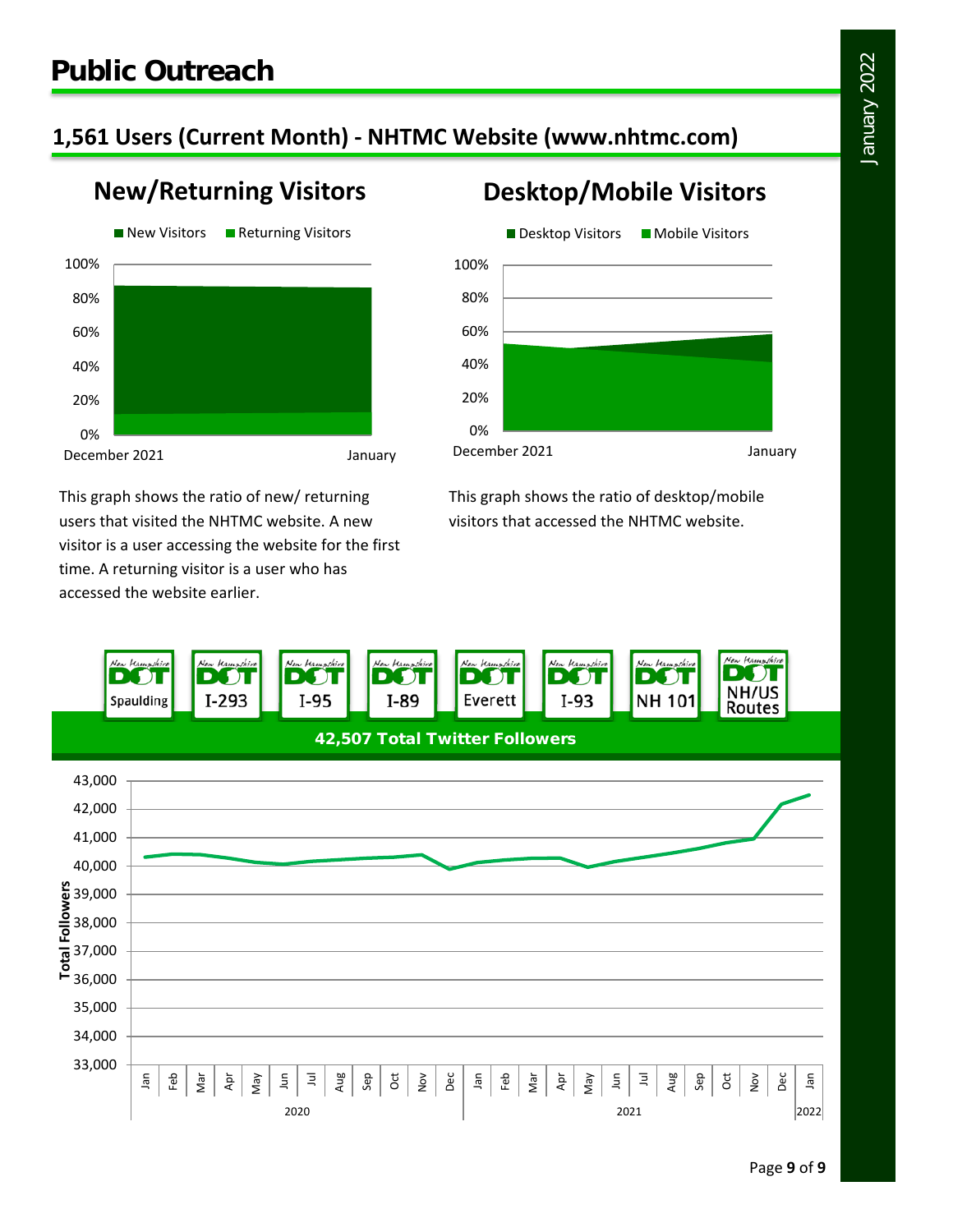# Public Outreach

## 1,561 Users (Current Month) - NHTMC Website (www.nhtmc.com)

### New/Returning Visitors

New Visitors
Returning Visitors

100%
80%
60%
40%
20%
0%

December 2021
January

This graph shows the ratio of new/ returning users that visited the NHTMC website. A new visitor is a user accessing the website for the first time. A returning visitor is a user who has accessed the website earlier.

### Desktop/Mobile Visitors

Desktop Visitors
Mobile Visitors

100%
80%
60%
40%
20%
0%

December 2021
January

This graph shows the ratio of desktop/mobile visitors that accessed the NHTMC website.

New Hampshire DOT Spaulding
New Hampshire DOT I-293
New Hampshire DOT I-95
New Hampshire DOT I-89
New Hampshire DOT Everett
New Hampshire DOT I-93
New Hampshire DOT NH 101
New Hampshire DOT NH/US Routes

**42,507 Total Twitter Followers**

Total Followers

43,000
42,000
41,000
40,000
39,000
38,000
37,000
36,000
35,000
34,000
33,000

Jan Feb Mar Apr May Jun Jul Aug Sep Oct Nov Dec
2020

Jan Feb Mar Apr May Jun Jul Aug Sep Oct Nov Dec
2021

Jan
2022